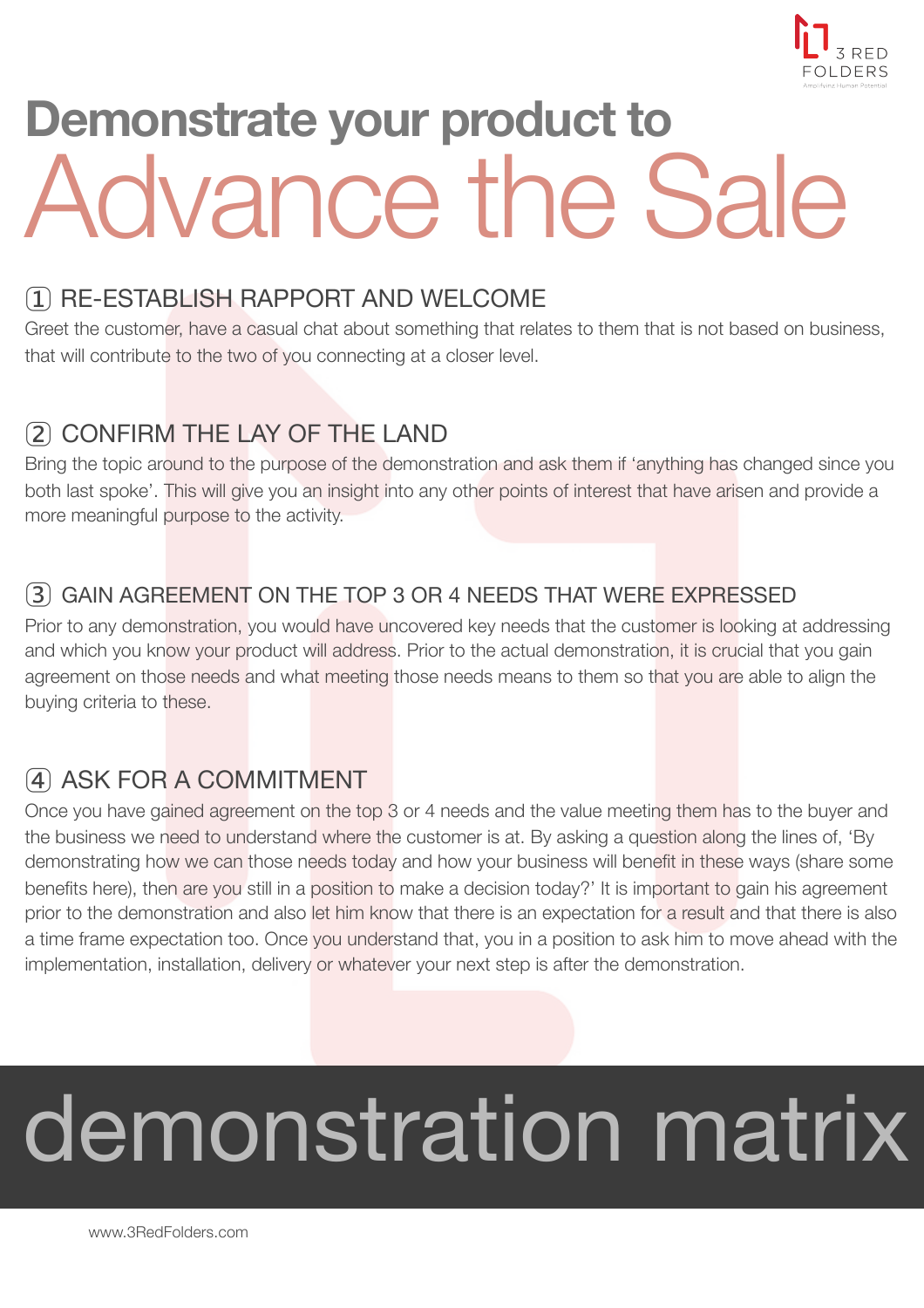3 RED FOLDERS
Amplifying Human Potential

# Demonstrate your product to Advance the Sale

## ① RE-ESTABLISH RAPPORT AND WELCOME

Greet the customer, have a casual chat about something that relates to them that is not based on business, that will contribute to the two of you connecting at a closer level.

## ② CONFIRM THE LAY OF THE LAND

Bring the topic around to the purpose of the demonstration and ask them if 'anything has changed since you both last spoke'. This will give you an insight into any other points of interest that have arisen and provide a more meaningful purpose to the activity.

## ③ GAIN AGREEMENT ON THE TOP 3 OR 4 NEEDS THAT WERE EXPRESSED

Prior to any demonstration, you would have uncovered key needs that the customer is looking at addressing and which you know your product will address. Prior to the actual demonstration, it is crucial that you gain agreement on those needs and what meeting those needs means to them so that you are able to align the buying criteria to these.

## ④ ASK FOR A COMMITMENT

Once you have gained agreement on the top 3 or 4 needs and the value meeting them has to the buyer and the business we need to understand where the customer is at. By asking a question along the lines of, 'By demonstrating how we can those needs today and how your business will benefit in these ways (share some benefits here), then are you still in a position to make a decision today?' It is important to gain his agreement prior to the demonstration and also let him know that there is an expectation for a result and that there is also a time frame expectation too. Once you understand that, you in a position to ask him to move ahead with the implementation, installation, delivery or whatever your next step is after the demonstration.

# demonstration matrix

www.3RedFolders.com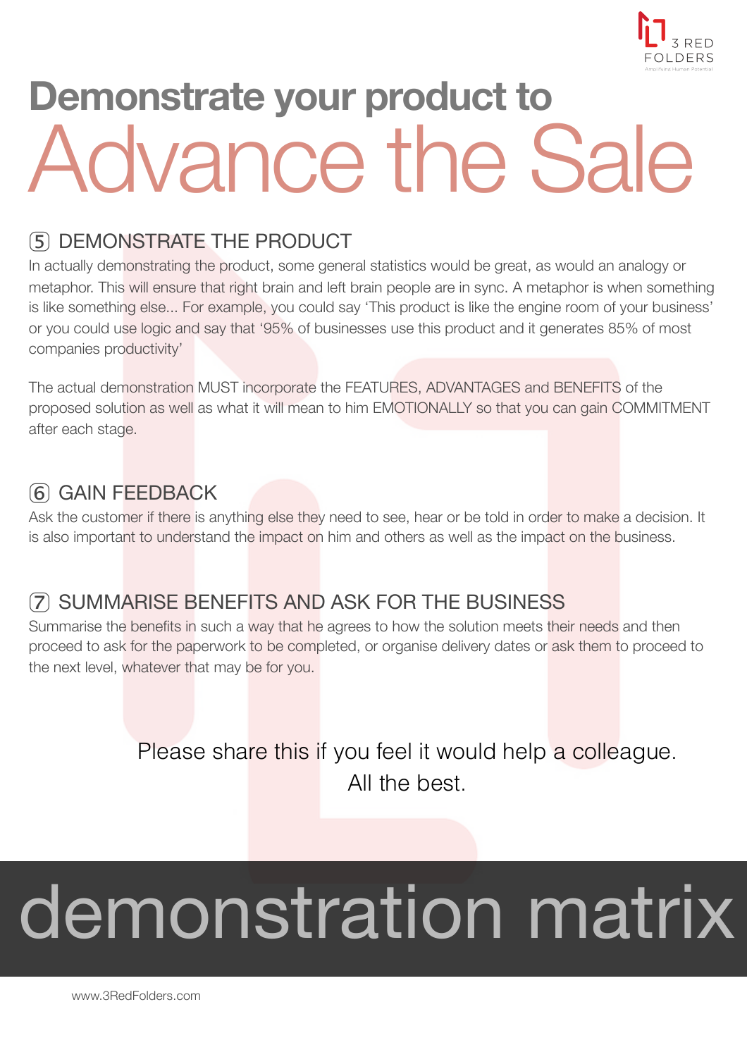# Demonstrate your product to Advance the Sale

## ⑤ DEMONSTRATE THE PRODUCT

In actually demonstrating the product, some general statistics would be great, as would an analogy or metaphor. This will ensure that right brain and left brain people are in sync. A metaphor is when something is like something else... For example, you could say 'This product is like the engine room of your business' or you could use logic and say that '95% of businesses use this product and it generates 85% of most companies productivity'

The actual demonstration MUST incorporate the FEATURES, ADVANTAGES and BENEFITS of the proposed solution as well as what it will mean to him EMOTIONALLY so that you can gain COMMITMENT after each stage.

## ⑥ GAIN FEEDBACK

Ask the customer if there is anything else they need to see, hear or be told in order to make a decision. It is also important to understand the impact on him and others as well as the impact on the business.

## ⑦ SUMMARISE BENEFITS AND ASK FOR THE BUSINESS

Summarise the benefits in such a way that he agrees to how the solution meets their needs and then proceed to ask for the paperwork to be completed, or organise delivery dates or ask them to proceed to the next level, whatever that may be for you.

Please share this if you feel it would help a colleague.
All the best.

# demonstration matrix

www.3RedFolders.com